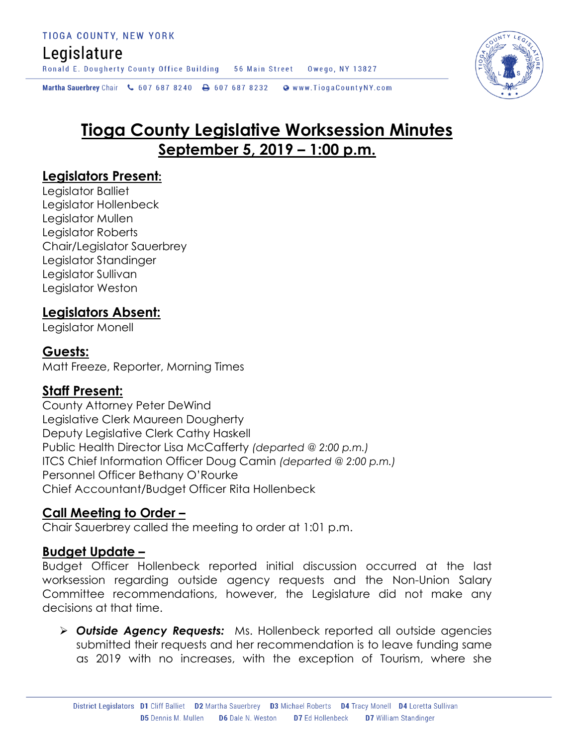# Tioga County Legislative Worksession Minutes
## September 5, 2019 – 1:00 p.m.

### Legislators Present:
Legislator Balliet
Legislator Hollenbeck
Legislator Mullen
Legislator Roberts
Chair/Legislator Sauerbrey
Legislator Standinger
Legislator Sullivan
Legislator Weston

### Legislators Absent:
Legislator Monell

### Guests:
Matt Freeze, Reporter, Morning Times

### Staff Present:
County Attorney Peter DeWind
Legislative Clerk Maureen Dougherty
Deputy Legislative Clerk Cathy Haskell
Public Health Director Lisa McCafferty *(departed @ 2:00 p.m.)*
ITCS Chief Information Officer Doug Camin *(departed @ 2:00 p.m.)*
Personnel Officer Bethany O'Rourke
Chief Accountant/Budget Officer Rita Hollenbeck

### Call Meeting to Order –
Chair Sauerbrey called the meeting to order at 1:01 p.m.

### Budget Update –
Budget Officer Hollenbeck reported initial discussion occurred at the last worksession regarding outside agency requests and the Non-Union Salary Committee recommendations, however, the Legislature did not make any decisions at that time.

- ***Outside Agency Requests:*** Ms. Hollenbeck reported all outside agencies submitted their requests and her recommendation is to leave funding same as 2019 with no increases, with the exception of Tourism, where she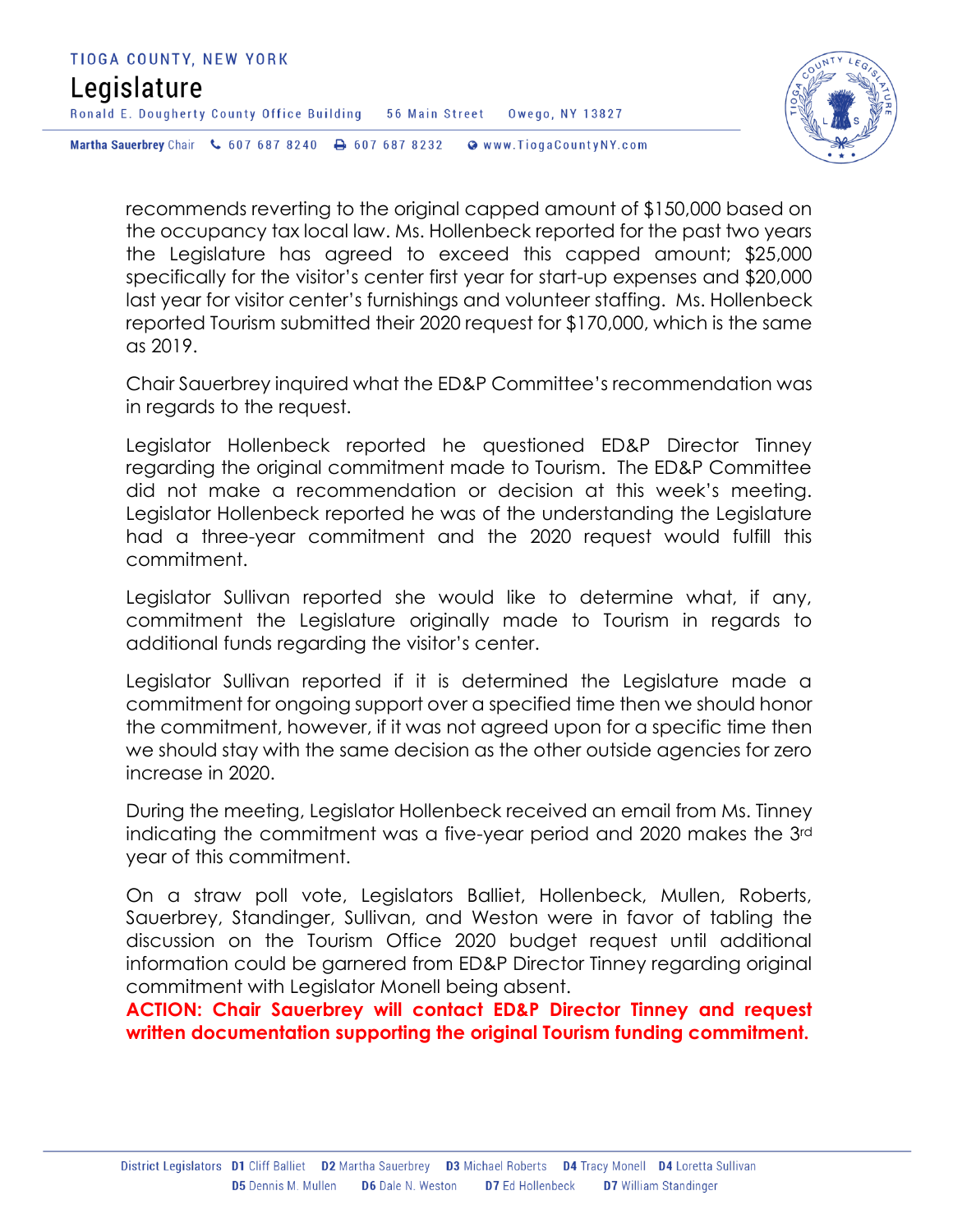recommends reverting to the original capped amount of $150,000 based on the occupancy tax local law. Ms. Hollenbeck reported for the past two years the Legislature has agreed to exceed this capped amount; $25,000 specifically for the visitor's center first year for start-up expenses and $20,000 last year for visitor center's furnishings and volunteer staffing. Ms. Hollenbeck reported Tourism submitted their 2020 request for $170,000, which is the same as 2019.

Chair Sauerbrey inquired what the ED&P Committee's recommendation was in regards to the request.

Legislator Hollenbeck reported he questioned ED&P Director Tinney regarding the original commitment made to Tourism. The ED&P Committee did not make a recommendation or decision at this week's meeting. Legislator Hollenbeck reported he was of the understanding the Legislature had a three-year commitment and the 2020 request would fulfill this commitment.

Legislator Sullivan reported she would like to determine what, if any, commitment the Legislature originally made to Tourism in regards to additional funds regarding the visitor's center.

Legislator Sullivan reported if it is determined the Legislature made a commitment for ongoing support over a specified time then we should honor the commitment, however, if it was not agreed upon for a specific time then we should stay with the same decision as the other outside agencies for zero increase in 2020.

During the meeting, Legislator Hollenbeck received an email from Ms. Tinney indicating the commitment was a five-year period and 2020 makes the 3rd year of this commitment.

On a straw poll vote, Legislators Balliet, Hollenbeck, Mullen, Roberts, Sauerbrey, Standinger, Sullivan, and Weston were in favor of tabling the discussion on the Tourism Office 2020 budget request until additional information could be garnered from ED&P Director Tinney regarding original commitment with Legislator Monell being absent.

**ACTION: Chair Sauerbrey will contact ED&P Director Tinney and request written documentation supporting the original Tourism funding commitment.**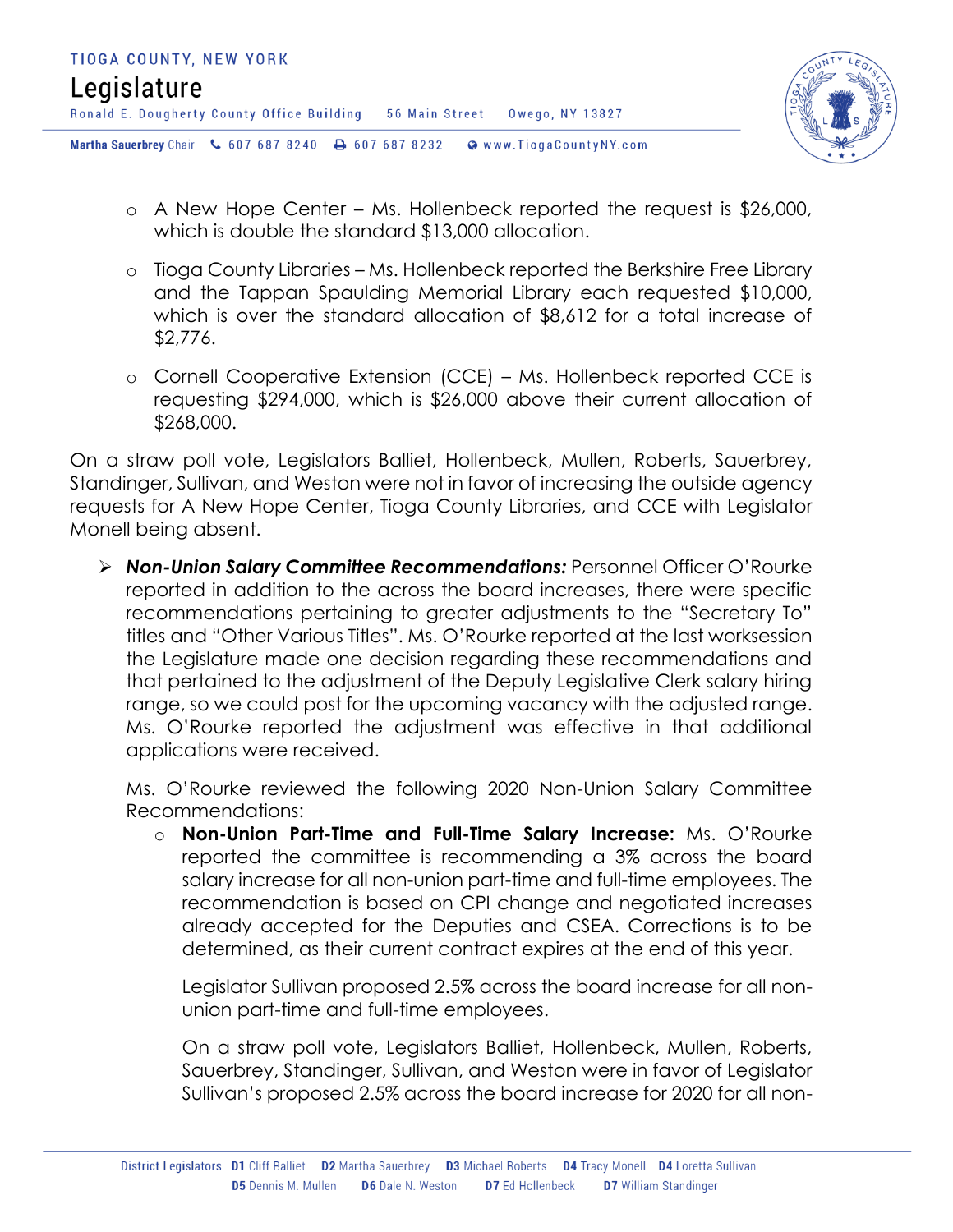- A New Hope Center – Ms. Hollenbeck reported the request is $26,000, which is double the standard $13,000 allocation.
- Tioga County Libraries – Ms. Hollenbeck reported the Berkshire Free Library and the Tappan Spaulding Memorial Library each requested $10,000, which is over the standard allocation of $8,612 for a total increase of $2,776.
- Cornell Cooperative Extension (CCE) – Ms. Hollenbeck reported CCE is requesting $294,000, which is $26,000 above their current allocation of $268,000.

On a straw poll vote, Legislators Balliet, Hollenbeck, Mullen, Roberts, Sauerbrey, Standinger, Sullivan, and Weston were not in favor of increasing the outside agency requests for A New Hope Center, Tioga County Libraries, and CCE with Legislator Monell being absent.

- ***Non-Union Salary Committee Recommendations:*** Personnel Officer O'Rourke reported in addition to the across the board increases, there were specific recommendations pertaining to greater adjustments to the "Secretary To" titles and "Other Various Titles". Ms. O'Rourke reported at the last worksession the Legislature made one decision regarding these recommendations and that pertained to the adjustment of the Deputy Legislative Clerk salary hiring range, so we could post for the upcoming vacancy with the adjusted range. Ms. O'Rourke reported the adjustment was effective in that additional applications were received.

  Ms. O'Rourke reviewed the following 2020 Non-Union Salary Committee Recommendations:

  - **Non-Union Part-Time and Full-Time Salary Increase:** Ms. O'Rourke reported the committee is recommending a 3% across the board salary increase for all non-union part-time and full-time employees. The recommendation is based on CPI change and negotiated increases already accepted for the Deputies and CSEA. Corrections is to be determined, as their current contract expires at the end of this year.

    Legislator Sullivan proposed 2.5% across the board increase for all non-union part-time and full-time employees.

    On a straw poll vote, Legislators Balliet, Hollenbeck, Mullen, Roberts, Sauerbrey, Standinger, Sullivan, and Weston were in favor of Legislator Sullivan's proposed 2.5% across the board increase for 2020 for all non-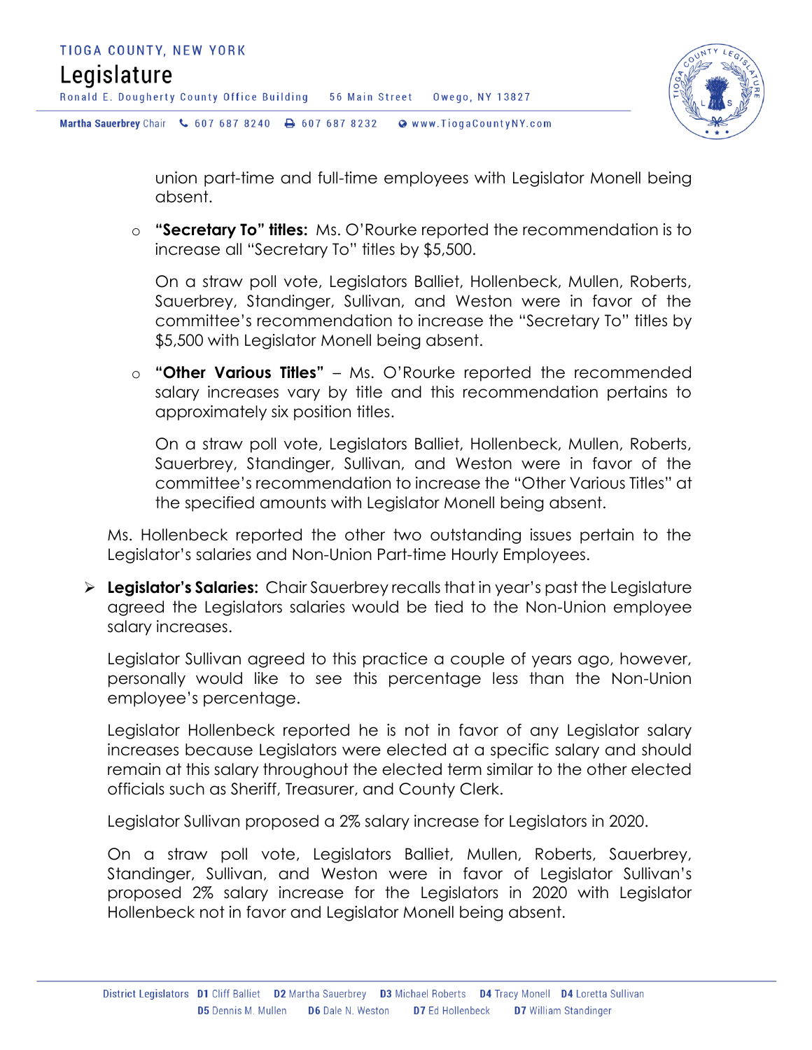union part-time and full-time employees with Legislator Monell being absent.

- **"Secretary To" titles:** Ms. O'Rourke reported the recommendation is to increase all "Secretary To" titles by $5,500.

  On a straw poll vote, Legislators Balliet, Hollenbeck, Mullen, Roberts, Sauerbrey, Standinger, Sullivan, and Weston were in favor of the committee's recommendation to increase the "Secretary To" titles by $5,500 with Legislator Monell being absent.

- **"Other Various Titles"** – Ms. O'Rourke reported the recommended salary increases vary by title and this recommendation pertains to approximately six position titles.

  On a straw poll vote, Legislators Balliet, Hollenbeck, Mullen, Roberts, Sauerbrey, Standinger, Sullivan, and Weston were in favor of the committee's recommendation to increase the "Other Various Titles" at the specified amounts with Legislator Monell being absent.

Ms. Hollenbeck reported the other two outstanding issues pertain to the Legislator's salaries and Non-Union Part-time Hourly Employees.

- **Legislator's Salaries:** Chair Sauerbrey recalls that in year's past the Legislature agreed the Legislators salaries would be tied to the Non-Union employee salary increases.

  Legislator Sullivan agreed to this practice a couple of years ago, however, personally would like to see this percentage less than the Non-Union employee's percentage.

  Legislator Hollenbeck reported he is not in favor of any Legislator salary increases because Legislators were elected at a specific salary and should remain at this salary throughout the elected term similar to the other elected officials such as Sheriff, Treasurer, and County Clerk.

  Legislator Sullivan proposed a 2% salary increase for Legislators in 2020.

  On a straw poll vote, Legislators Balliet, Mullen, Roberts, Sauerbrey, Standinger, Sullivan, and Weston were in favor of Legislator Sullivan's proposed 2% salary increase for the Legislators in 2020 with Legislator Hollenbeck not in favor and Legislator Monell being absent.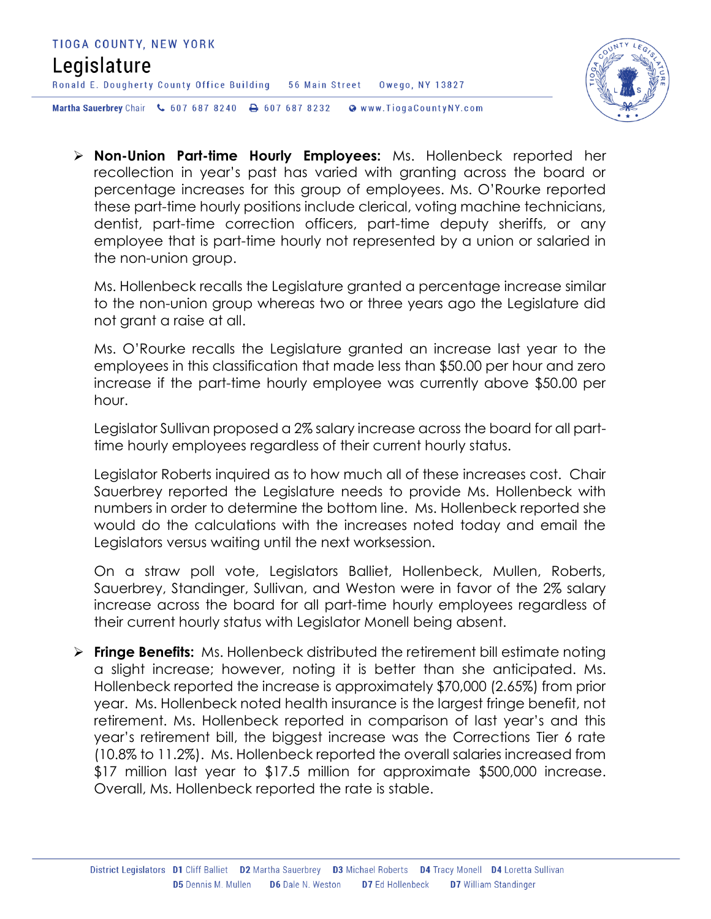- **Non-Union Part-time Hourly Employees:** Ms. Hollenbeck reported her recollection in year's past has varied with granting across the board or percentage increases for this group of employees. Ms. O'Rourke reported these part-time hourly positions include clerical, voting machine technicians, dentist, part-time correction officers, part-time deputy sheriffs, or any employee that is part-time hourly not represented by a union or salaried in the non-union group.

  Ms. Hollenbeck recalls the Legislature granted a percentage increase similar to the non-union group whereas two or three years ago the Legislature did not grant a raise at all.

  Ms. O'Rourke recalls the Legislature granted an increase last year to the employees in this classification that made less than $50.00 per hour and zero increase if the part-time hourly employee was currently above $50.00 per hour.

  Legislator Sullivan proposed a 2% salary increase across the board for all part-time hourly employees regardless of their current hourly status.

  Legislator Roberts inquired as to how much all of these increases cost. Chair Sauerbrey reported the Legislature needs to provide Ms. Hollenbeck with numbers in order to determine the bottom line. Ms. Hollenbeck reported she would do the calculations with the increases noted today and email the Legislators versus waiting until the next worksession.

  On a straw poll vote, Legislators Balliet, Hollenbeck, Mullen, Roberts, Sauerbrey, Standinger, Sullivan, and Weston were in favor of the 2% salary increase across the board for all part-time hourly employees regardless of their current hourly status with Legislator Monell being absent.

- **Fringe Benefits:** Ms. Hollenbeck distributed the retirement bill estimate noting a slight increase; however, noting it is better than she anticipated. Ms. Hollenbeck reported the increase is approximately $70,000 (2.65%) from prior year. Ms. Hollenbeck noted health insurance is the largest fringe benefit, not retirement. Ms. Hollenbeck reported in comparison of last year's and this year's retirement bill, the biggest increase was the Corrections Tier 6 rate (10.8% to 11.2%). Ms. Hollenbeck reported the overall salaries increased from $17 million last year to $17.5 million for approximate $500,000 increase. Overall, Ms. Hollenbeck reported the rate is stable.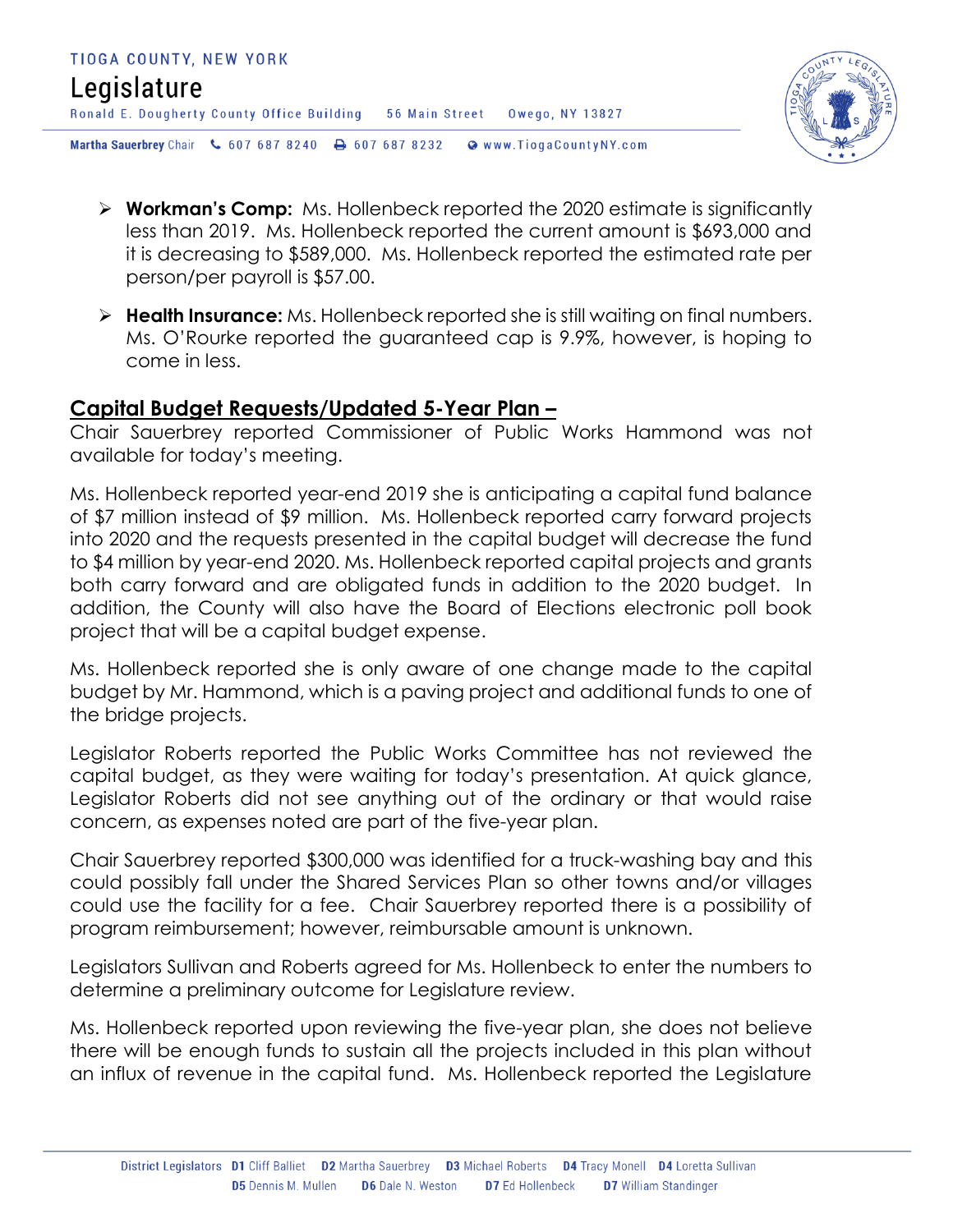- **Workman's Comp:** Ms. Hollenbeck reported the 2020 estimate is significantly less than 2019. Ms. Hollenbeck reported the current amount is $693,000 and it is decreasing to $589,000. Ms. Hollenbeck reported the estimated rate per person/per payroll is $57.00.

- **Health Insurance:** Ms. Hollenbeck reported she is still waiting on final numbers. Ms. O'Rourke reported the guaranteed cap is 9.9%, however, is hoping to come in less.

## Capital Budget Requests/Updated 5-Year Plan –

Chair Sauerbrey reported Commissioner of Public Works Hammond was not available for today's meeting.

Ms. Hollenbeck reported year-end 2019 she is anticipating a capital fund balance of $7 million instead of $9 million. Ms. Hollenbeck reported carry forward projects into 2020 and the requests presented in the capital budget will decrease the fund to $4 million by year-end 2020. Ms. Hollenbeck reported capital projects and grants both carry forward and are obligated funds in addition to the 2020 budget. In addition, the County will also have the Board of Elections electronic poll book project that will be a capital budget expense.

Ms. Hollenbeck reported she is only aware of one change made to the capital budget by Mr. Hammond, which is a paving project and additional funds to one of the bridge projects.

Legislator Roberts reported the Public Works Committee has not reviewed the capital budget, as they were waiting for today's presentation. At quick glance, Legislator Roberts did not see anything out of the ordinary or that would raise concern, as expenses noted are part of the five-year plan.

Chair Sauerbrey reported $300,000 was identified for a truck-washing bay and this could possibly fall under the Shared Services Plan so other towns and/or villages could use the facility for a fee. Chair Sauerbrey reported there is a possibility of program reimbursement; however, reimbursable amount is unknown.

Legislators Sullivan and Roberts agreed for Ms. Hollenbeck to enter the numbers to determine a preliminary outcome for Legislature review.

Ms. Hollenbeck reported upon reviewing the five-year plan, she does not believe there will be enough funds to sustain all the projects included in this plan without an influx of revenue in the capital fund. Ms. Hollenbeck reported the Legislature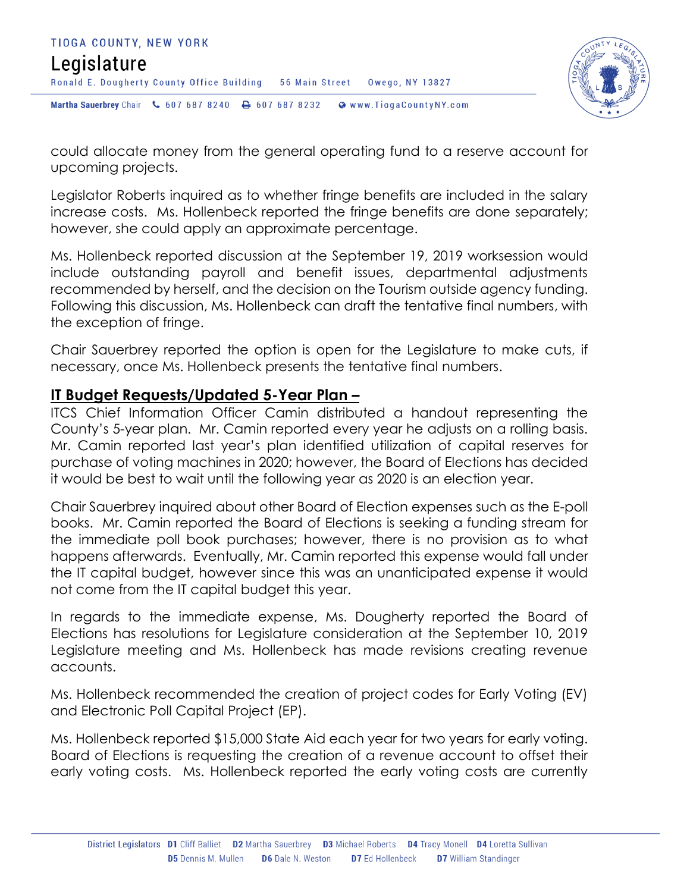could allocate money from the general operating fund to a reserve account for upcoming projects.

Legislator Roberts inquired as to whether fringe benefits are included in the salary increase costs. Ms. Hollenbeck reported the fringe benefits are done separately; however, she could apply an approximate percentage.

Ms. Hollenbeck reported discussion at the September 19, 2019 worksession would include outstanding payroll and benefit issues, departmental adjustments recommended by herself, and the decision on the Tourism outside agency funding. Following this discussion, Ms. Hollenbeck can draft the tentative final numbers, with the exception of fringe.

Chair Sauerbrey reported the option is open for the Legislature to make cuts, if necessary, once Ms. Hollenbeck presents the tentative final numbers.

## IT Budget Requests/Updated 5-Year Plan –

ITCS Chief Information Officer Camin distributed a handout representing the County's 5-year plan. Mr. Camin reported every year he adjusts on a rolling basis. Mr. Camin reported last year's plan identified utilization of capital reserves for purchase of voting machines in 2020; however, the Board of Elections has decided it would be best to wait until the following year as 2020 is an election year.

Chair Sauerbrey inquired about other Board of Election expenses such as the E-poll books. Mr. Camin reported the Board of Elections is seeking a funding stream for the immediate poll book purchases; however, there is no provision as to what happens afterwards. Eventually, Mr. Camin reported this expense would fall under the IT capital budget, however since this was an unanticipated expense it would not come from the IT capital budget this year.

In regards to the immediate expense, Ms. Dougherty reported the Board of Elections has resolutions for Legislature consideration at the September 10, 2019 Legislature meeting and Ms. Hollenbeck has made revisions creating revenue accounts.

Ms. Hollenbeck recommended the creation of project codes for Early Voting (EV) and Electronic Poll Capital Project (EP).

Ms. Hollenbeck reported $15,000 State Aid each year for two years for early voting. Board of Elections is requesting the creation of a revenue account to offset their early voting costs. Ms. Hollenbeck reported the early voting costs are currently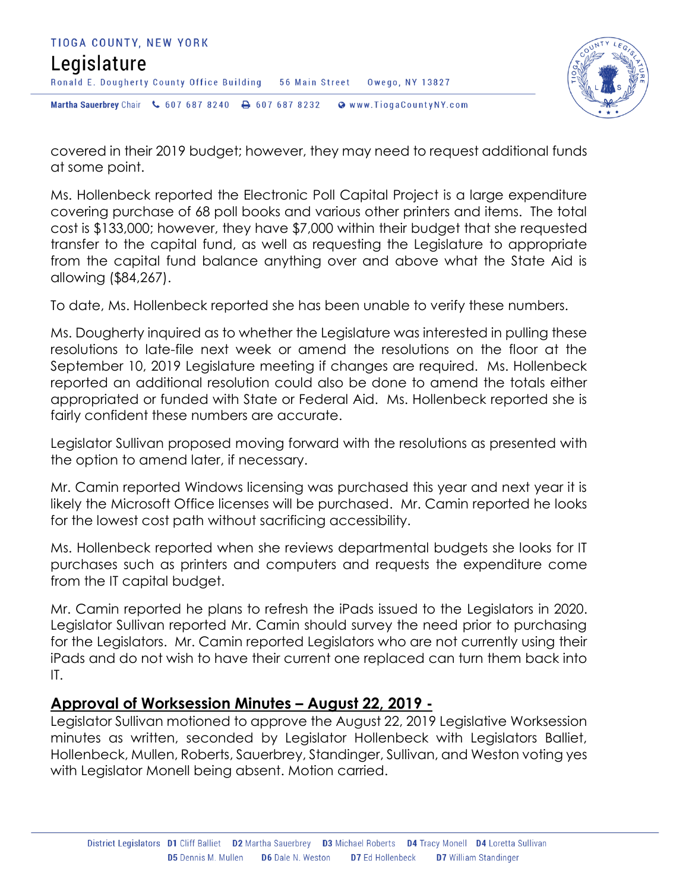covered in their 2019 budget; however, they may need to request additional funds at some point.

Ms. Hollenbeck reported the Electronic Poll Capital Project is a large expenditure covering purchase of 68 poll books and various other printers and items. The total cost is $133,000; however, they have $7,000 within their budget that she requested transfer to the capital fund, as well as requesting the Legislature to appropriate from the capital fund balance anything over and above what the State Aid is allowing ($84,267).

To date, Ms. Hollenbeck reported she has been unable to verify these numbers.

Ms. Dougherty inquired as to whether the Legislature was interested in pulling these resolutions to late-file next week or amend the resolutions on the floor at the September 10, 2019 Legislature meeting if changes are required. Ms. Hollenbeck reported an additional resolution could also be done to amend the totals either appropriated or funded with State or Federal Aid. Ms. Hollenbeck reported she is fairly confident these numbers are accurate.

Legislator Sullivan proposed moving forward with the resolutions as presented with the option to amend later, if necessary.

Mr. Camin reported Windows licensing was purchased this year and next year it is likely the Microsoft Office licenses will be purchased. Mr. Camin reported he looks for the lowest cost path without sacrificing accessibility.

Ms. Hollenbeck reported when she reviews departmental budgets she looks for IT purchases such as printers and computers and requests the expenditure come from the IT capital budget.

Mr. Camin reported he plans to refresh the iPads issued to the Legislators in 2020. Legislator Sullivan reported Mr. Camin should survey the need prior to purchasing for the Legislators. Mr. Camin reported Legislators who are not currently using their iPads and do not wish to have their current one replaced can turn them back into IT.

## <u>Approval of Worksession Minutes – August 22, 2019 -</u>

Legislator Sullivan motioned to approve the August 22, 2019 Legislative Worksession minutes as written, seconded by Legislator Hollenbeck with Legislators Balliet, Hollenbeck, Mullen, Roberts, Sauerbrey, Standinger, Sullivan, and Weston voting yes with Legislator Monell being absent. Motion carried.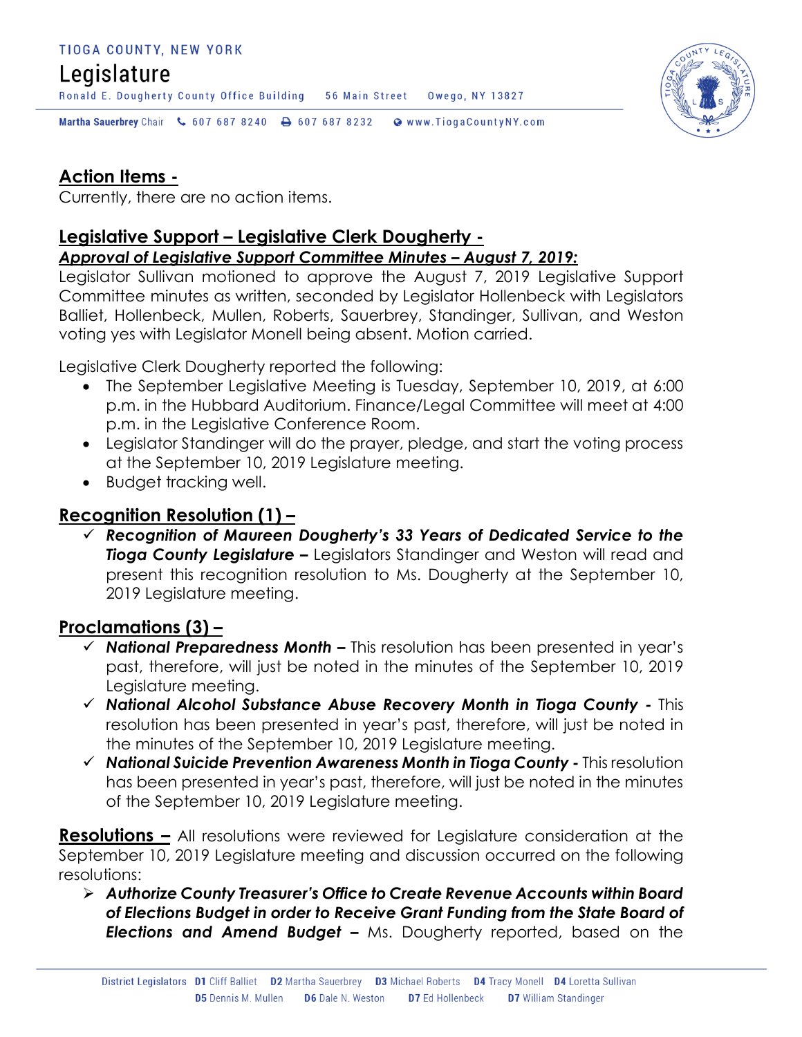## Action Items -

Currently, there are no action items.

## Legislative Support – Legislative Clerk Dougherty -

***Approval of Legislative Support Committee Minutes – August 7, 2019:***

Legislator Sullivan motioned to approve the August 7, 2019 Legislative Support Committee minutes as written, seconded by Legislator Hollenbeck with Legislators Balliet, Hollenbeck, Mullen, Roberts, Sauerbrey, Standinger, Sullivan, and Weston voting yes with Legislator Monell being absent. Motion carried.

Legislative Clerk Dougherty reported the following:

- The September Legislative Meeting is Tuesday, September 10, 2019, at 6:00 p.m. in the Hubbard Auditorium. Finance/Legal Committee will meet at 4:00 p.m. in the Legislative Conference Room.
- Legislator Standinger will do the prayer, pledge, and start the voting process at the September 10, 2019 Legislature meeting.
- Budget tracking well.

## Recognition Resolution (1) –

- ✓ ***Recognition of Maureen Dougherty's 33 Years of Dedicated Service to the Tioga County Legislature –*** Legislators Standinger and Weston will read and present this recognition resolution to Ms. Dougherty at the September 10, 2019 Legislature meeting.

## Proclamations (3) –

- ✓ ***National Preparedness Month –*** This resolution has been presented in year's past, therefore, will just be noted in the minutes of the September 10, 2019 Legislature meeting.
- ✓ ***National Alcohol Substance Abuse Recovery Month in Tioga County -*** This resolution has been presented in year's past, therefore, will just be noted in the minutes of the September 10, 2019 Legislature meeting.
- ✓ ***National Suicide Prevention Awareness Month in Tioga County -*** This resolution has been presented in year's past, therefore, will just be noted in the minutes of the September 10, 2019 Legislature meeting.

**Resolutions –** All resolutions were reviewed for Legislature consideration at the September 10, 2019 Legislature meeting and discussion occurred on the following resolutions:

- ➢ ***Authorize County Treasurer's Office to Create Revenue Accounts within Board of Elections Budget in order to Receive Grant Funding from the State Board of Elections and Amend Budget –*** Ms. Dougherty reported, based on the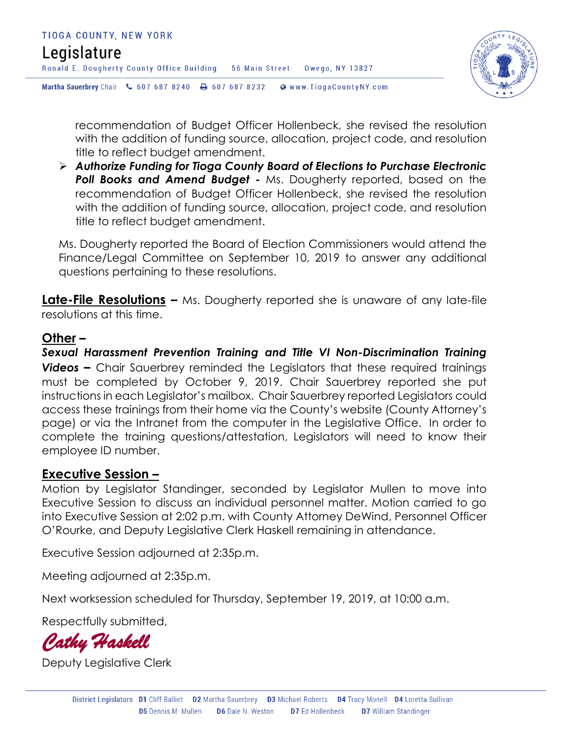recommendation of Budget Officer Hollenbeck, she revised the resolution with the addition of funding source, allocation, project code, and resolution title to reflect budget amendment.

- ***Authorize Funding for Tioga County Board of Elections to Purchase Electronic Poll Books and Amend Budget -*** Ms. Dougherty reported, based on the recommendation of Budget Officer Hollenbeck, she revised the resolution with the addition of funding source, allocation, project code, and resolution title to reflect budget amendment.

Ms. Dougherty reported the Board of Election Commissioners would attend the Finance/Legal Committee on September 10, 2019 to answer any additional questions pertaining to these resolutions.

**Late-File Resolutions –** Ms. Dougherty reported she is unaware of any late-file resolutions at this time.

## Other –

***Sexual Harassment Prevention Training and Title VI Non-Discrimination Training Videos –*** Chair Sauerbrey reminded the Legislators that these required trainings must be completed by October 9, 2019. Chair Sauerbrey reported she put instructions in each Legislator's mailbox. Chair Sauerbrey reported Legislators could access these trainings from their home via the County's website (County Attorney's page) or via the Intranet from the computer in the Legislative Office. In order to complete the training questions/attestation, Legislators will need to know their employee ID number.

## Executive Session –

Motion by Legislator Standinger, seconded by Legislator Mullen to move into Executive Session to discuss an individual personnel matter. Motion carried to go into Executive Session at 2:02 p.m. with County Attorney DeWind, Personnel Officer O'Rourke, and Deputy Legislative Clerk Haskell remaining in attendance.

Executive Session adjourned at 2:35p.m.

Meeting adjourned at 2:35p.m.

Next worksession scheduled for Thursday, September 19, 2019, at 10:00 a.m.

Respectfully submitted,

*Cathy Haskell*

Deputy Legislative Clerk